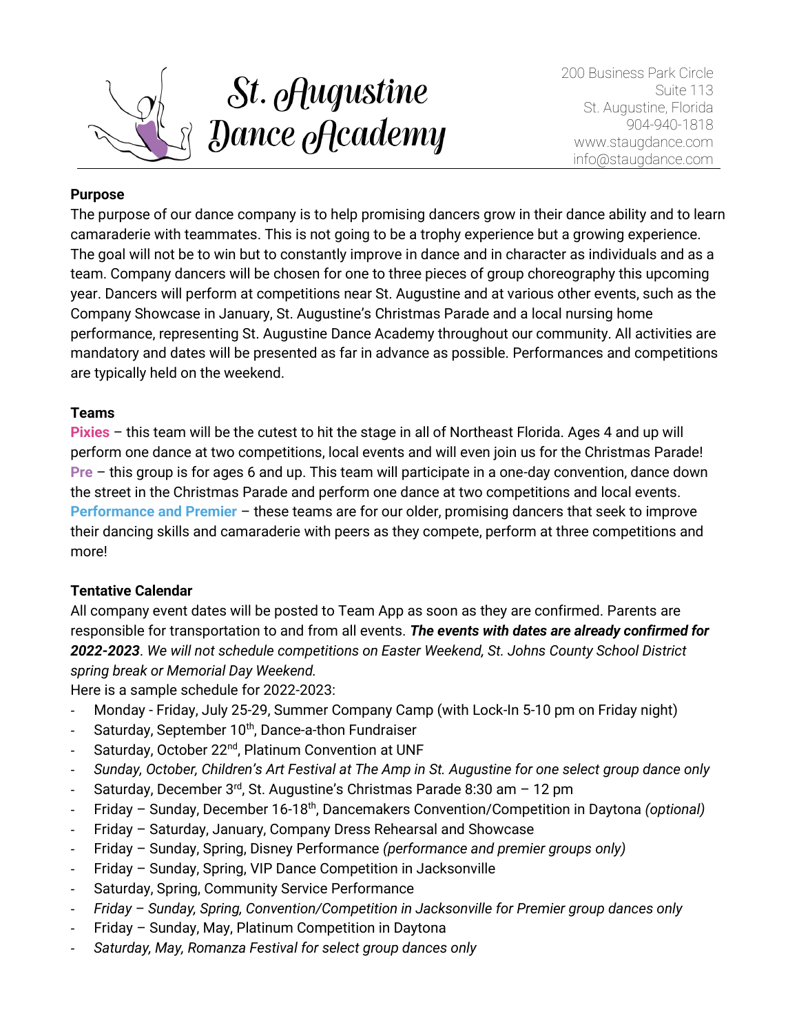# St. Augustine Dance Academy

200 Business Park Circle
Suite 113
St. Augustine, Florida
904-940-1818
www.staugdance.com
info@staugdance.com

**Purpose**

The purpose of our dance company is to help promising dancers grow in their dance ability and to learn camaraderie with teammates. This is not going to be a trophy experience but a growing experience. The goal will not be to win but to constantly improve in dance and in character as individuals and as a team. Company dancers will be chosen for one to three pieces of group choreography this upcoming year. Dancers will perform at competitions near St. Augustine and at various other events, such as the Company Showcase in January, St. Augustine's Christmas Parade and a local nursing home performance, representing St. Augustine Dance Academy throughout our community. All activities are mandatory and dates will be presented as far in advance as possible. Performances and competitions are typically held on the weekend.

**Teams**

**Pixies** – this team will be the cutest to hit the stage in all of Northeast Florida. Ages 4 and up will perform one dance at two competitions, local events and will even join us for the Christmas Parade!
**Pre** – this group is for ages 6 and up. This team will participate in a one-day convention, dance down the street in the Christmas Parade and perform one dance at two competitions and local events.
**Performance and Premier** – these teams are for our older, promising dancers that seek to improve their dancing skills and camaraderie with peers as they compete, perform at three competitions and more!

**Tentative Calendar**

All company event dates will be posted to Team App as soon as they are confirmed. Parents are responsible for transportation to and from all events. ***The events with dates are already confirmed for 2022-2023***. *We will not schedule competitions on Easter Weekend, St. Johns County School District spring break or Memorial Day Weekend.*
Here is a sample schedule for 2022-2023:

- Monday - Friday, July 25-29, Summer Company Camp (with Lock-In 5-10 pm on Friday night)
- Saturday, September 10th, Dance-a-thon Fundraiser
- Saturday, October 22nd, Platinum Convention at UNF
- *Sunday, October, Children's Art Festival at The Amp in St. Augustine for one select group dance only*
- Saturday, December 3rd, St. Augustine's Christmas Parade 8:30 am – 12 pm
- Friday – Sunday, December 16-18th, Dancemakers Convention/Competition in Daytona *(optional)*
- Friday – Saturday, January, Company Dress Rehearsal and Showcase
- Friday – Sunday, Spring, Disney Performance *(performance and premier groups only)*
- Friday – Sunday, Spring, VIP Dance Competition in Jacksonville
- Saturday, Spring, Community Service Performance
- *Friday – Sunday, Spring, Convention/Competition in Jacksonville for Premier group dances only*
- Friday – Sunday, May, Platinum Competition in Daytona
- *Saturday, May, Romanza Festival for select group dances only*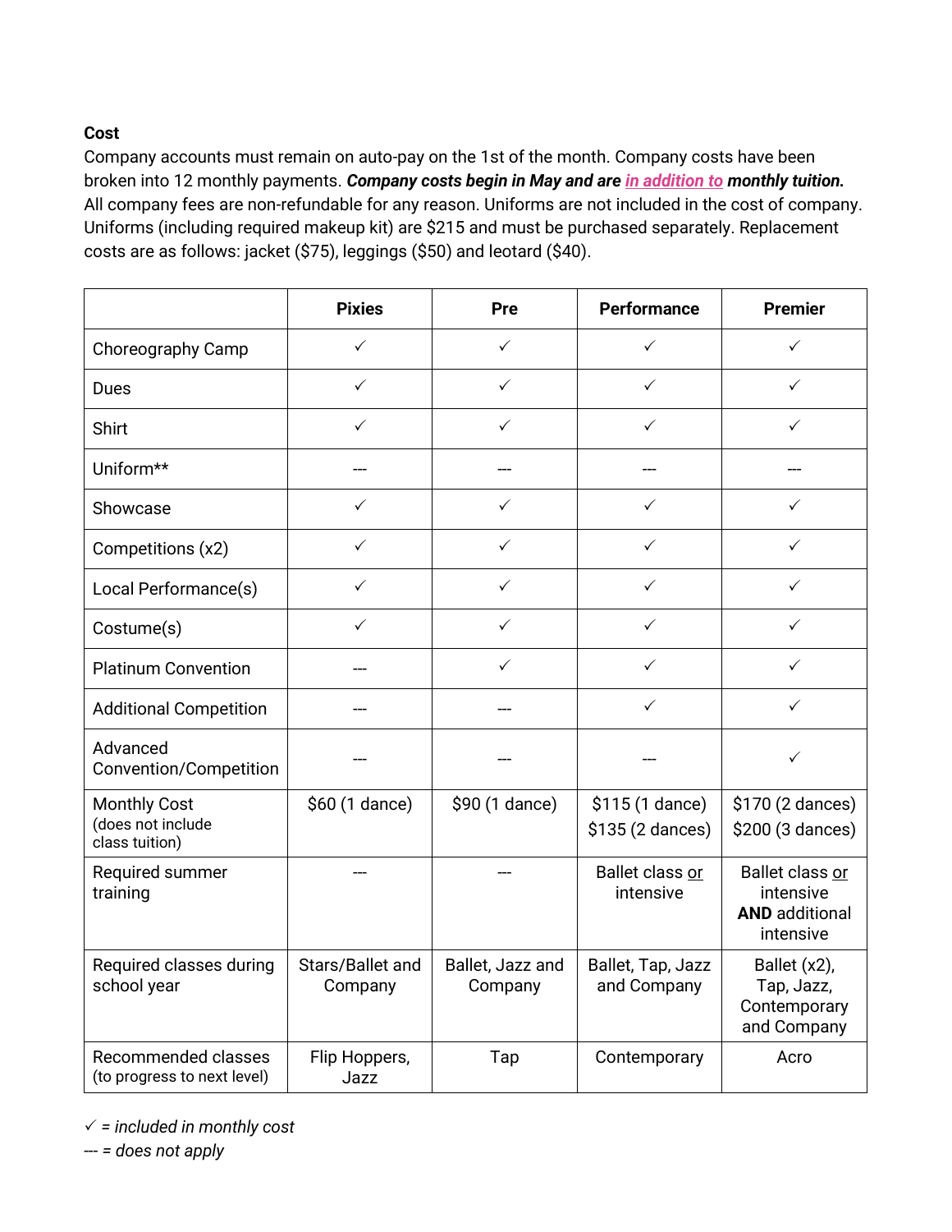**Cost**

Company accounts must remain on auto-pay on the 1st of the month. Company costs have been broken into 12 monthly payments. ***Company costs begin in May and are <u>in addition to</u> monthly tuition.*** All company fees are non-refundable for any reason. Uniforms are not included in the cost of company. Uniforms (including required makeup kit) are $215 and must be purchased separately. Replacement costs are as follows: jacket ($75), leggings ($50) and leotard ($40).

| | **Pixies** | **Pre** | **Performance** | **Premier** |
|---|---|---|---|---|
| Choreography Camp | ✓ | ✓ | ✓ | ✓ |
| Dues | ✓ | ✓ | ✓ | ✓ |
| Shirt | ✓ | ✓ | ✓ | ✓ |
| Uniform** | --- | --- | --- | --- |
| Showcase | ✓ | ✓ | ✓ | ✓ |
| Competitions (x2) | ✓ | ✓ | ✓ | ✓ |
| Local Performance(s) | ✓ | ✓ | ✓ | ✓ |
| Costume(s) | ✓ | ✓ | ✓ | ✓ |
| Platinum Convention | --- | ✓ | ✓ | ✓ |
| Additional Competition | --- | --- | ✓ | ✓ |
| Advanced Convention/Competition | --- | --- | --- | ✓ |
| Monthly Cost (does not include class tuition) | $60 (1 dance) | $90 (1 dance) | $115 (1 dance) $135 (2 dances) | $170 (2 dances) $200 (3 dances) |
| Required summer training | --- | --- | Ballet class <u>or</u> intensive | Ballet class <u>or</u> intensive **AND** additional intensive |
| Required classes during school year | Stars/Ballet and Company | Ballet, Jazz and Company | Ballet, Tap, Jazz and Company | Ballet (x2), Tap, Jazz, Contemporary and Company |
| Recommended classes (to progress to next level) | Flip Hoppers, Jazz | Tap | Contemporary | Acro |

*✓ = included in monthly cost*

*--- = does not apply*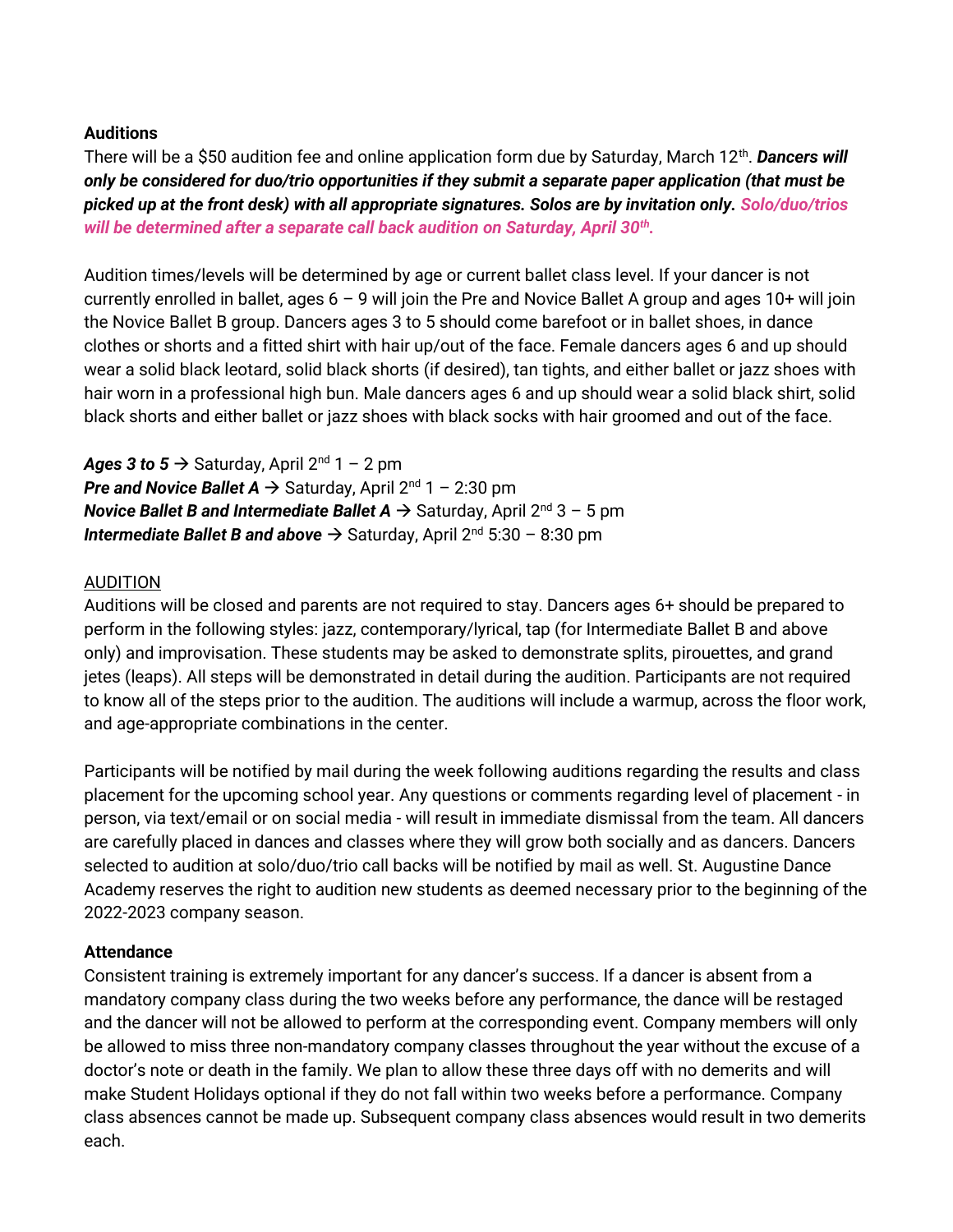**Auditions**

There will be a $50 audition fee and online application form due by Saturday, March 12th. ***Dancers will only be considered for duo/trio opportunities if they submit a separate paper application (that must be picked up at the front desk) with all appropriate signatures. Solos are by invitation only. Solo/duo/trios will be determined after a separate call back audition on Saturday, April 30th.***

Audition times/levels will be determined by age or current ballet class level. If your dancer is not currently enrolled in ballet, ages 6 – 9 will join the Pre and Novice Ballet A group and ages 10+ will join the Novice Ballet B group. Dancers ages 3 to 5 should come barefoot or in ballet shoes, in dance clothes or shorts and a fitted shirt with hair up/out of the face. Female dancers ages 6 and up should wear a solid black leotard, solid black shorts (if desired), tan tights, and either ballet or jazz shoes with hair worn in a professional high bun. Male dancers ages 6 and up should wear a solid black shirt, solid black shorts and either ballet or jazz shoes with black socks with hair groomed and out of the face.

***Ages 3 to 5*** → Saturday, April 2nd 1 – 2 pm
***Pre and Novice Ballet A*** → Saturday, April 2nd 1 – 2:30 pm
***Novice Ballet B and Intermediate Ballet A*** → Saturday, April 2nd 3 – 5 pm
***Intermediate Ballet B and above*** → Saturday, April 2nd 5:30 – 8:30 pm

AUDITION

Auditions will be closed and parents are not required to stay. Dancers ages 6+ should be prepared to perform in the following styles: jazz, contemporary/lyrical, tap (for Intermediate Ballet B and above only) and improvisation. These students may be asked to demonstrate splits, pirouettes, and grand jetes (leaps). All steps will be demonstrated in detail during the audition. Participants are not required to know all of the steps prior to the audition. The auditions will include a warmup, across the floor work, and age-appropriate combinations in the center.

Participants will be notified by mail during the week following auditions regarding the results and class placement for the upcoming school year. Any questions or comments regarding level of placement - in person, via text/email or on social media - will result in immediate dismissal from the team. All dancers are carefully placed in dances and classes where they will grow both socially and as dancers. Dancers selected to audition at solo/duo/trio call backs will be notified by mail as well. St. Augustine Dance Academy reserves the right to audition new students as deemed necessary prior to the beginning of the 2022-2023 company season.

**Attendance**

Consistent training is extremely important for any dancer's success. If a dancer is absent from a mandatory company class during the two weeks before any performance, the dance will be restaged and the dancer will not be allowed to perform at the corresponding event. Company members will only be allowed to miss three non-mandatory company classes throughout the year without the excuse of a doctor's note or death in the family. We plan to allow these three days off with no demerits and will make Student Holidays optional if they do not fall within two weeks before a performance. Company class absences cannot be made up. Subsequent company class absences would result in two demerits each.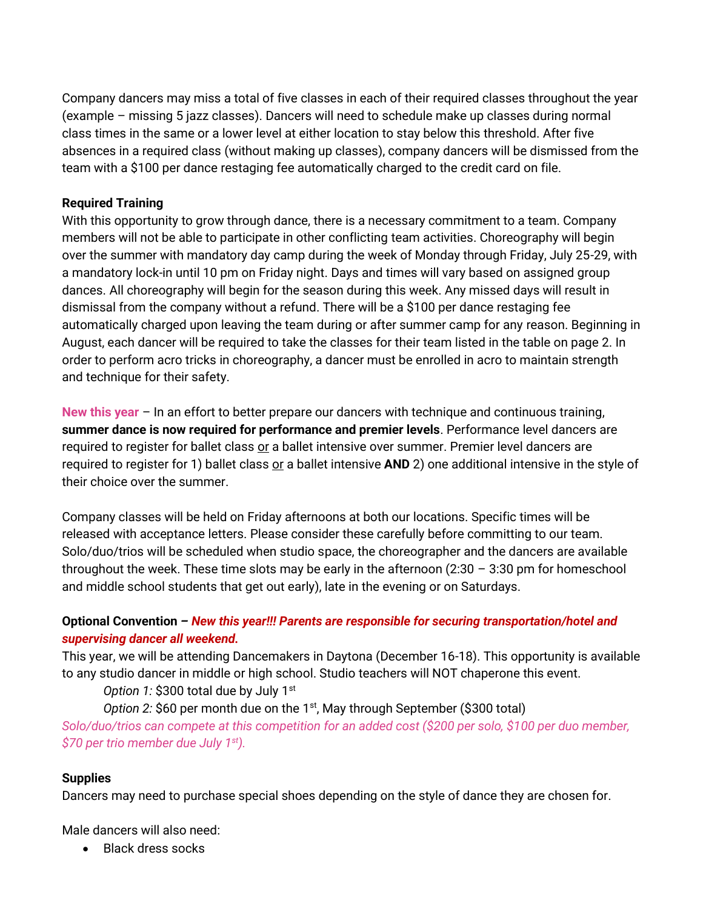Company dancers may miss a total of five classes in each of their required classes throughout the year (example – missing 5 jazz classes). Dancers will need to schedule make up classes during normal class times in the same or a lower level at either location to stay below this threshold. After five absences in a required class (without making up classes), company dancers will be dismissed from the team with a $100 per dance restaging fee automatically charged to the credit card on file.

**Required Training**

With this opportunity to grow through dance, there is a necessary commitment to a team. Company members will not be able to participate in other conflicting team activities. Choreography will begin over the summer with mandatory day camp during the week of Monday through Friday, July 25-29, with a mandatory lock-in until 10 pm on Friday night. Days and times will vary based on assigned group dances. All choreography will begin for the season during this week. Any missed days will result in dismissal from the company without a refund. There will be a $100 per dance restaging fee automatically charged upon leaving the team during or after summer camp for any reason. Beginning in August, each dancer will be required to take the classes for their team listed in the table on page 2. In order to perform acro tricks in choreography, a dancer must be enrolled in acro to maintain strength and technique for their safety.

**New this year** – In an effort to better prepare our dancers with technique and continuous training, **summer dance is now required for performance and premier levels**. Performance level dancers are required to register for ballet class <u>or</u> a ballet intensive over summer. Premier level dancers are required to register for 1) ballet class <u>or</u> a ballet intensive **AND** 2) one additional intensive in the style of their choice over the summer.

Company classes will be held on Friday afternoons at both our locations. Specific times will be released with acceptance letters. Please consider these carefully before committing to our team. Solo/duo/trios will be scheduled when studio space, the choreographer and the dancers are available throughout the week. These time slots may be early in the afternoon (2:30 – 3:30 pm for homeschool and middle school students that get out early), late in the evening or on Saturdays.

**Optional Convention –** ***New this year!!! Parents are responsible for securing transportation/hotel and supervising dancer all weekend.***

This year, we will be attending Dancemakers in Daytona (December 16-18). This opportunity is available to any studio dancer in middle or high school. Studio teachers will NOT chaperone this event.

*Option 1:* $300 total due by July 1st

*Option 2:* $60 per month due on the 1st, May through September ($300 total)

*Solo/duo/trios can compete at this competition for an added cost ($200 per solo, $100 per duo member, $70 per trio member due July 1st).*

**Supplies**

Dancers may need to purchase special shoes depending on the style of dance they are chosen for.

Male dancers will also need:

- Black dress socks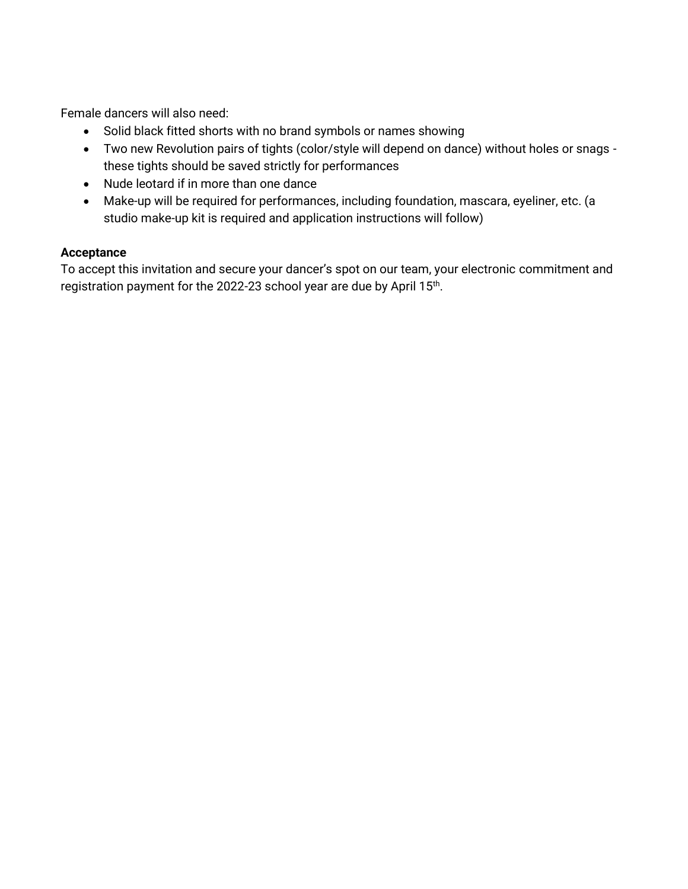Female dancers will also need:

- Solid black fitted shorts with no brand symbols or names showing
- Two new Revolution pairs of tights (color/style will depend on dance) without holes or snags - these tights should be saved strictly for performances
- Nude leotard if in more than one dance
- Make-up will be required for performances, including foundation, mascara, eyeliner, etc. (a studio make-up kit is required and application instructions will follow)

**Acceptance**
To accept this invitation and secure your dancer's spot on our team, your electronic commitment and registration payment for the 2022-23 school year are due by April 15th.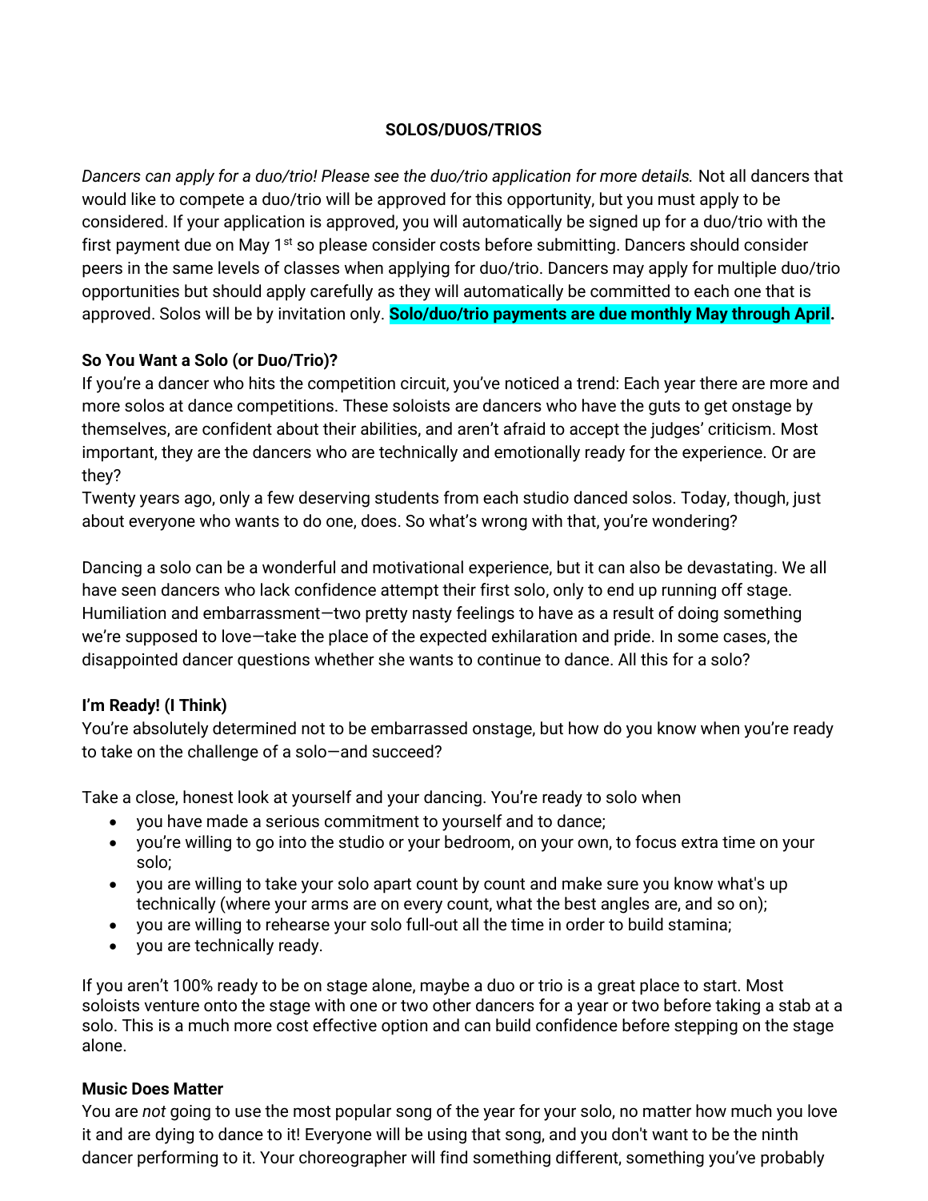**SOLOS/DUOS/TRIOS**

*Dancers can apply for a duo/trio! Please see the duo/trio application for more details.* Not all dancers that would like to compete a duo/trio will be approved for this opportunity, but you must apply to be considered. If your application is approved, you will automatically be signed up for a duo/trio with the first payment due on May 1st so please consider costs before submitting. Dancers should consider peers in the same levels of classes when applying for duo/trio. Dancers may apply for multiple duo/trio opportunities but should apply carefully as they will automatically be committed to each one that is approved. Solos will be by invitation only. **Solo/duo/trio payments are due monthly May through April.**

**So You Want a Solo (or Duo/Trio)?**

If you're a dancer who hits the competition circuit, you've noticed a trend: Each year there are more and more solos at dance competitions. These soloists are dancers who have the guts to get onstage by themselves, are confident about their abilities, and aren't afraid to accept the judges' criticism. Most important, they are the dancers who are technically and emotionally ready for the experience. Or are they?

Twenty years ago, only a few deserving students from each studio danced solos. Today, though, just about everyone who wants to do one, does. So what's wrong with that, you're wondering?

Dancing a solo can be a wonderful and motivational experience, but it can also be devastating. We all have seen dancers who lack confidence attempt their first solo, only to end up running off stage. Humiliation and embarrassment—two pretty nasty feelings to have as a result of doing something we're supposed to love—take the place of the expected exhilaration and pride. In some cases, the disappointed dancer questions whether she wants to continue to dance. All this for a solo?

**I'm Ready! (I Think)**

You're absolutely determined not to be embarrassed onstage, but how do you know when you're ready to take on the challenge of a solo—and succeed?

Take a close, honest look at yourself and your dancing. You're ready to solo when

- you have made a serious commitment to yourself and to dance;
- you're willing to go into the studio or your bedroom, on your own, to focus extra time on your solo;
- you are willing to take your solo apart count by count and make sure you know what's up technically (where your arms are on every count, what the best angles are, and so on);
- you are willing to rehearse your solo full-out all the time in order to build stamina;
- you are technically ready.

If you aren't 100% ready to be on stage alone, maybe a duo or trio is a great place to start. Most soloists venture onto the stage with one or two other dancers for a year or two before taking a stab at a solo. This is a much more cost effective option and can build confidence before stepping on the stage alone.

**Music Does Matter**

You are *not* going to use the most popular song of the year for your solo, no matter how much you love it and are dying to dance to it! Everyone will be using that song, and you don't want to be the ninth dancer performing to it. Your choreographer will find something different, something you've probably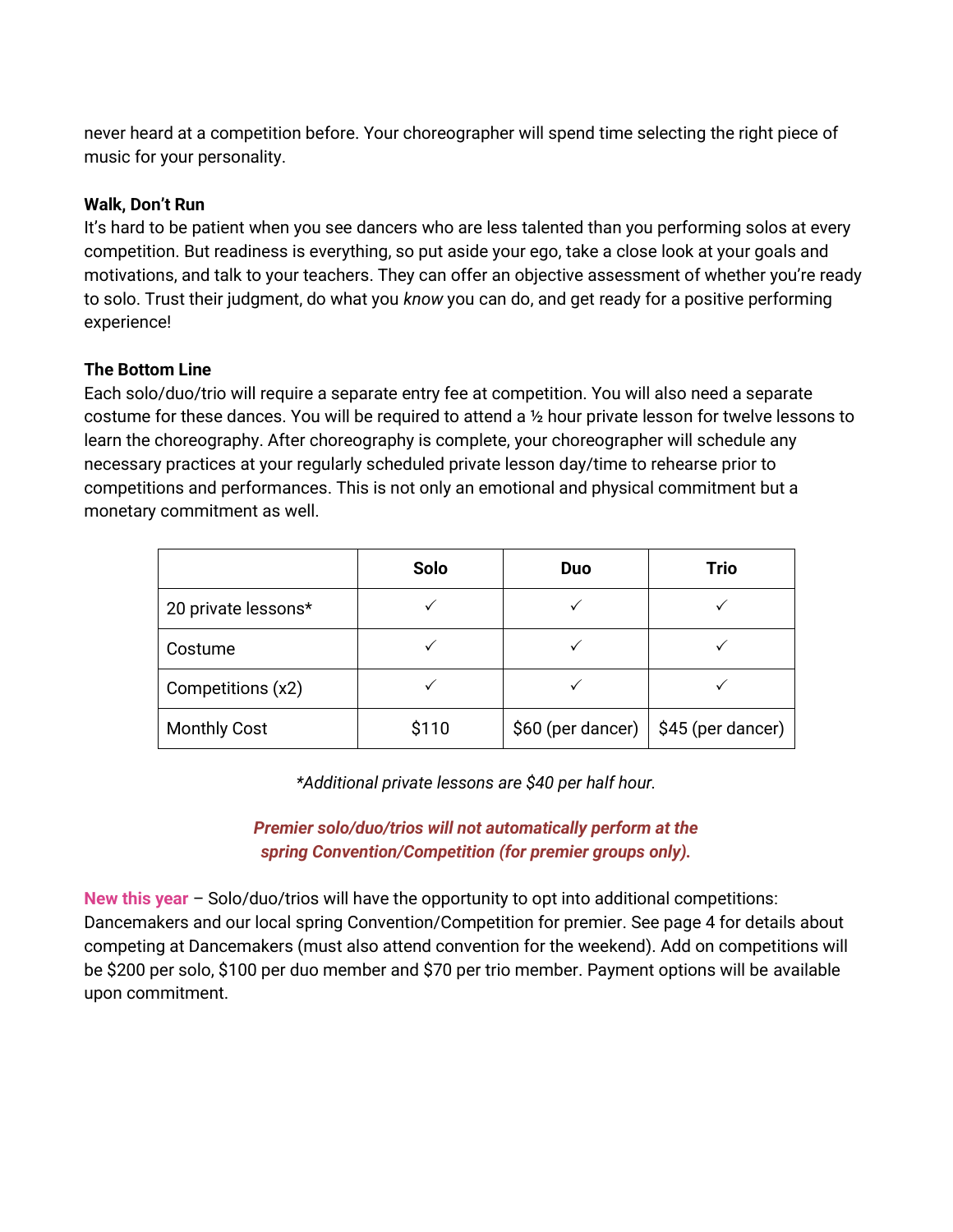never heard at a competition before. Your choreographer will spend time selecting the right piece of music for your personality.

**Walk, Don't Run**

It's hard to be patient when you see dancers who are less talented than you performing solos at every competition. But readiness is everything, so put aside your ego, take a close look at your goals and motivations, and talk to your teachers. They can offer an objective assessment of whether you're ready to solo. Trust their judgment, do what you *know* you can do, and get ready for a positive performing experience!

**The Bottom Line**

Each solo/duo/trio will require a separate entry fee at competition. You will also need a separate costume for these dances. You will be required to attend a ½ hour private lesson for twelve lessons to learn the choreography. After choreography is complete, your choreographer will schedule any necessary practices at your regularly scheduled private lesson day/time to rehearse prior to competitions and performances. This is not only an emotional and physical commitment but a monetary commitment as well.

| | Solo | Duo | Trio |
|---|---|---|---|
| 20 private lessons* | ✓ | ✓ | ✓ |
| Costume | ✓ | ✓ | ✓ |
| Competitions (x2) | ✓ | ✓ | ✓ |
| Monthly Cost | $110 | $60 (per dancer) | $45 (per dancer) |

*\*Additional private lessons are $40 per half hour.*

***Premier solo/duo/trios will not automatically perform at the spring Convention/Competition (for premier groups only).***

**New this year** – Solo/duo/trios will have the opportunity to opt into additional competitions: Dancemakers and our local spring Convention/Competition for premier. See page 4 for details about competing at Dancemakers (must also attend convention for the weekend). Add on competitions will be $200 per solo, $100 per duo member and $70 per trio member. Payment options will be available upon commitment.